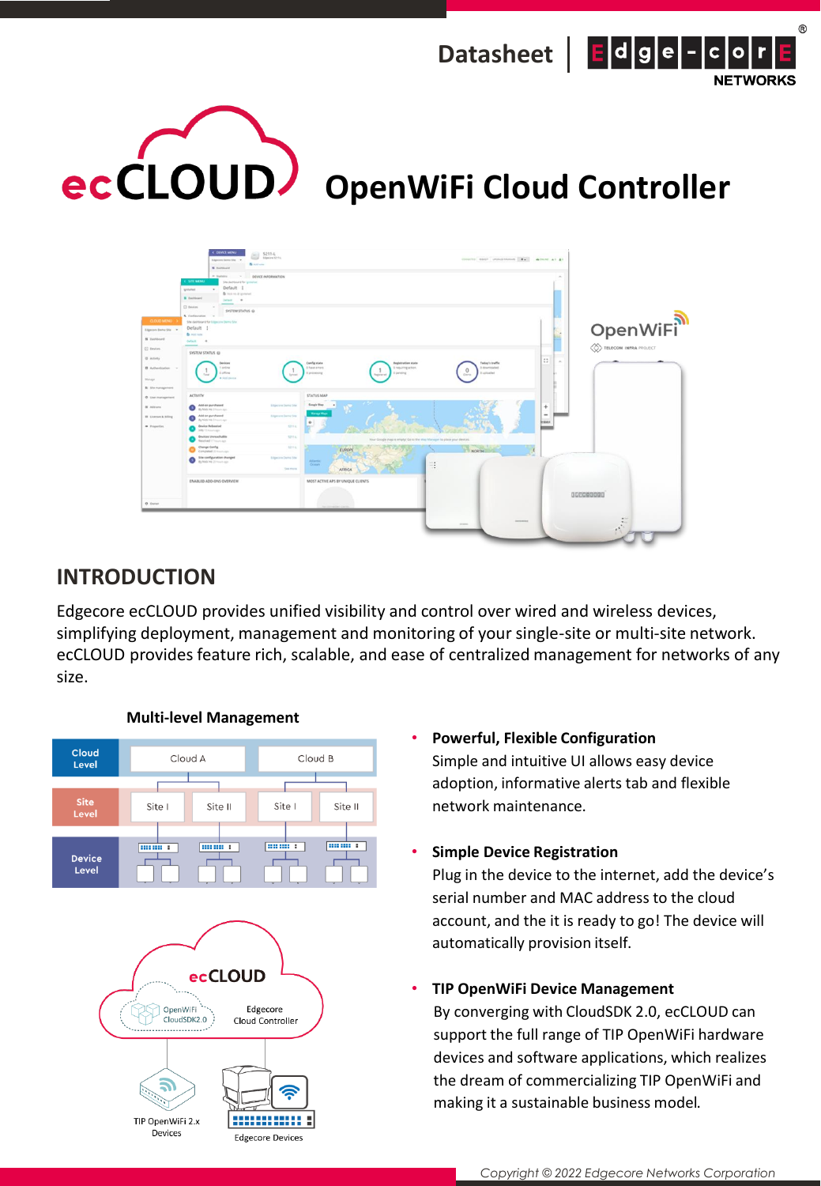Datasheet

# ecCLOUD OpenWiFi Cloud Controller

## INTRODUCTION

Edgecore ecCLOUD provides unified visibility and control over wired and wireless devices, simplifying deployment, management and monitoring of your single-site or multi-site network. ecCLOUD provides feature rich, scalable, and ease of centralized management for networks of any size.

**Multi-level Management**

| Cloud Level | Cloud A | | Cloud B | |
|---|---|---|---|---|
| Site Level | Site I | Site II | Site I | Site II |
| Device Level | | | | |

ecCLOUD

OpenWiFi CloudSDK2.0 | Edgecore Cloud Controller

TIP OpenWiFi 2.x Devices | Edgecore Devices

- **Powerful, Flexible Configuration**
  Simple and intuitive UI allows easy device adoption, informative alerts tab and flexible network maintenance.

- **Simple Device Registration**
  Plug in the device to the internet, add the device's serial number and MAC address to the cloud account, and the it is ready to go! The device will automatically provision itself.

- **TIP OpenWiFi Device Management**
  By converging with CloudSDK 2.0, ecCLOUD can support the full range of TIP OpenWiFi hardware devices and software applications, which realizes the dream of commercializing TIP OpenWiFi and making it a sustainable business model.

*Copyright © 2022 Edgecore Networks Corporation*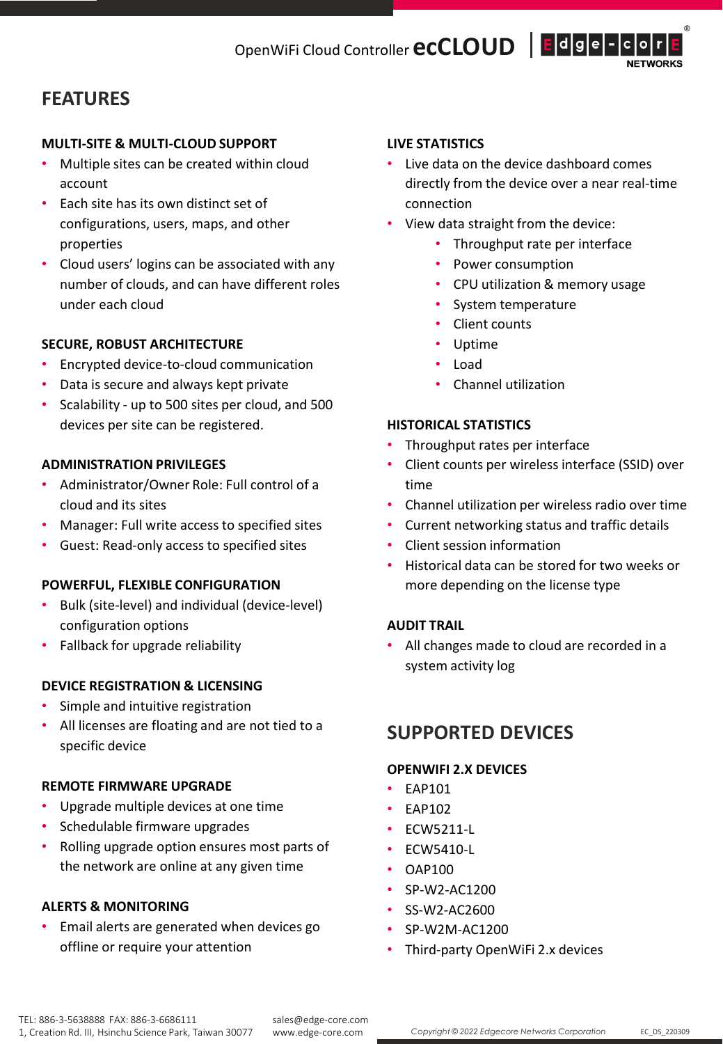# FEATURES

### MULTI-SITE & MULTI-CLOUD SUPPORT

- Multiple sites can be created within cloud account
- Each site has its own distinct set of configurations, users, maps, and other properties
- Cloud users' logins can be associated with any number of clouds, and can have different roles under each cloud

### SECURE, ROBUST ARCHITECTURE

- Encrypted device-to-cloud communication
- Data is secure and always kept private
- Scalability - up to 500 sites per cloud, and 500 devices per site can be registered.

### ADMINISTRATION PRIVILEGES

- Administrator/Owner Role: Full control of a cloud and its sites
- Manager: Full write access to specified sites
- Guest: Read-only access to specified sites

### POWERFUL, FLEXIBLE CONFIGURATION

- Bulk (site-level) and individual (device-level) configuration options
- Fallback for upgrade reliability

### DEVICE REGISTRATION & LICENSING

- Simple and intuitive registration
- All licenses are floating and are not tied to a specific device

### REMOTE FIRMWARE UPGRADE

- Upgrade multiple devices at one time
- Schedulable firmware upgrades
- Rolling upgrade option ensures most parts of the network are online at any given time

### ALERTS & MONITORING

- Email alerts are generated when devices go offline or require your attention

### LIVE STATISTICS

- Live data on the device dashboard comes directly from the device over a near real-time connection
- View data straight from the device:
  - Throughput rate per interface
  - Power consumption
  - CPU utilization & memory usage
  - System temperature
  - Client counts
  - Uptime
  - Load
  - Channel utilization

### HISTORICAL STATISTICS

- Throughput rates per interface
- Client counts per wireless interface (SSID) over time
- Channel utilization per wireless radio over time
- Current networking status and traffic details
- Client session information
- Historical data can be stored for two weeks or more depending on the license type

### AUDIT TRAIL

- All changes made to cloud are recorded in a system activity log

# SUPPORTED DEVICES

### OPENWIFI 2.X DEVICES

- EAP101
- EAP102
- ECW5211-L
- ECW5410-L
- OAP100
- SP-W2-AC1200
- SS-W2-AC2600
- SP-W2M-AC1200
- Third-party OpenWiFi 2.x devices